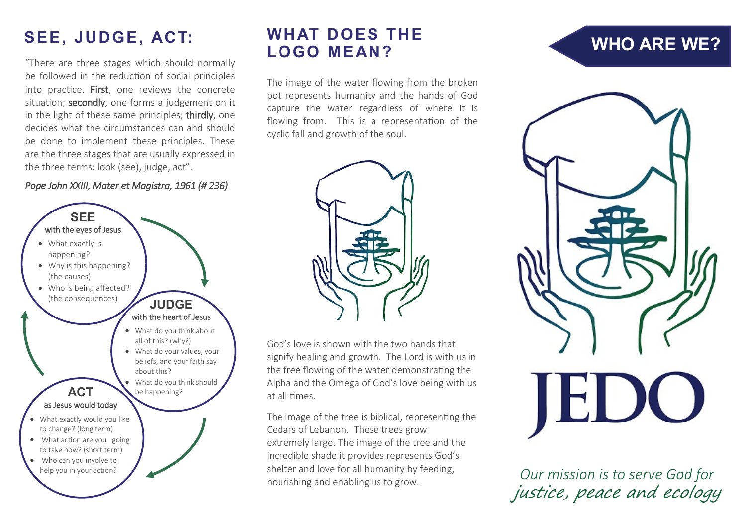## SEE, JUDGE, ACT:

"There are three stages which should normally be followed in the reduction of social principles into practice. **First**, one reviews the concrete situation; **secondly**, one forms a judgement on it in the light of these same principles; **thirdly**, one decides what the circumstances can and should be done to implement these principles. These are the three stages that are usually expressed in the three terms: look (see), judge, act".

*Pope John XXIII, Mater et Magistra, 1961 (# 236)*

**SEE**
with the eyes of Jesus

- What exactly is happening?
- Why is this happening? (the causes)
- Who is being affected? (the consequences)

**JUDGE**
with the heart of Jesus

- What do you think about all of this? (why?)
- What do your values, your beliefs, and your faith say about this?
- What do you think should be happening?

**ACT**
as Jesus would today

- What exactly would you like to change? (long term)
- What action are you going to take now? (short term)
- Who can you involve to help you in your action?

## WHAT DOES THE LOGO MEAN?

The image of the water flowing from the broken pot represents humanity and the hands of God capture the water regardless of where it is flowing from. This is a representation of the cyclic fall and growth of the soul.

God's love is shown with the two hands that signify healing and growth. The Lord is with us in the free flowing of the water demonstrating the Alpha and the Omega of God's love being with us at all times.

The image of the tree is biblical, representing the Cedars of Lebanon. These trees grow extremely large. The image of the tree and the incredible shade it provides represents God's shelter and love for all humanity by feeding, nourishing and enabling us to grow.

## WHO ARE WE?

JEDO

*Our mission is to serve God for justice, peace and ecology*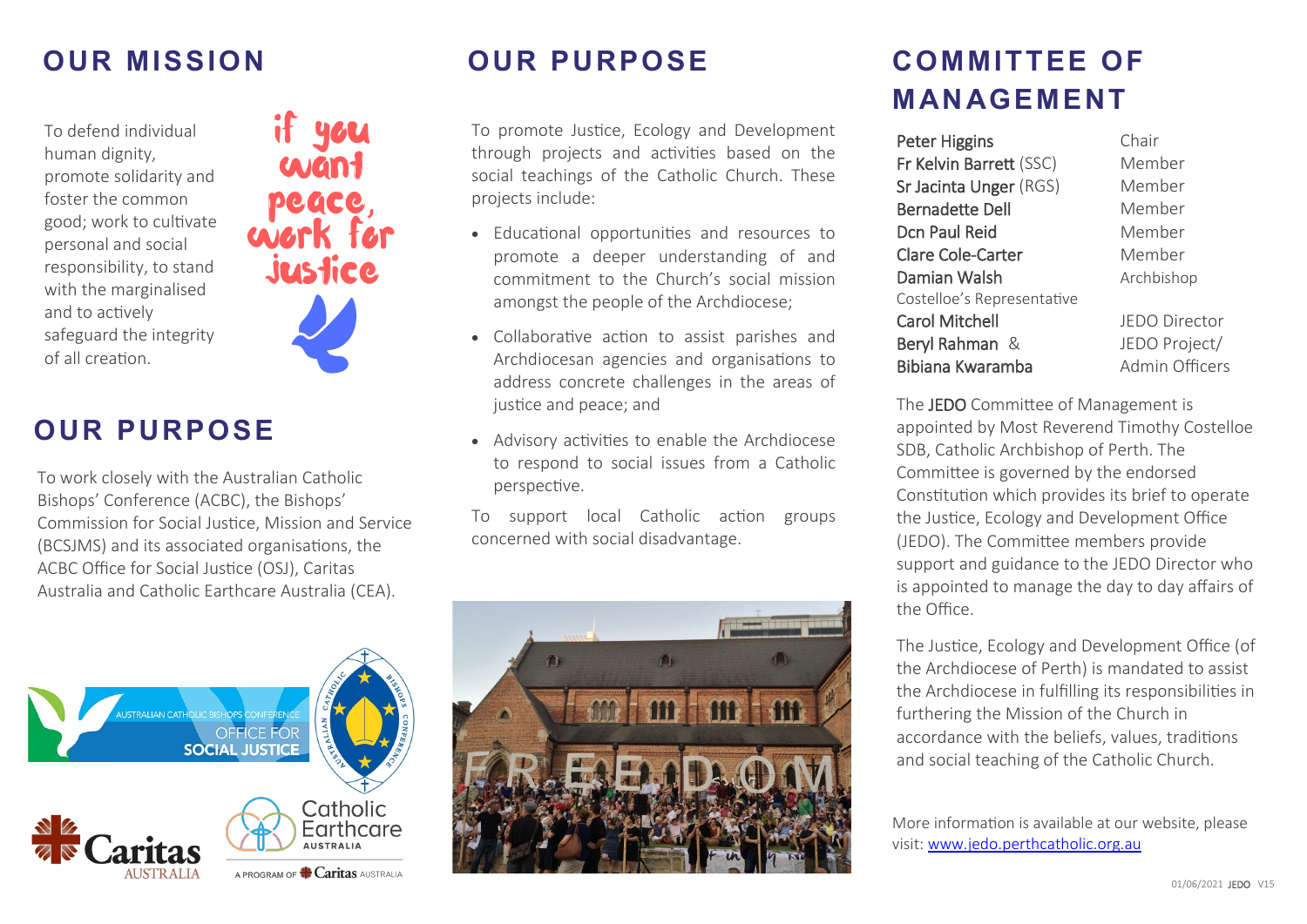## OUR MISSION

To defend individual human dignity, promote solidarity and foster the common good; work to cultivate personal and social responsibility, to stand with the marginalised and to actively safeguard the integrity of all creation.

if you want peace, work for justice

## OUR PURPOSE

To work closely with the Australian Catholic Bishops' Conference (ACBC), the Bishops' Commission for Social Justice, Mission and Service (BCSJMS) and its associated organisations, the ACBC Office for Social Justice (OSJ), Caritas Australia and Catholic Earthcare Australia (CEA).

## OUR PURPOSE

To promote Justice, Ecology and Development through projects and activities based on the social teachings of the Catholic Church. These projects include:

- Educational opportunities and resources to promote a deeper understanding of and commitment to the Church's social mission amongst the people of the Archdiocese;
- Collaborative action to assist parishes and Archdiocesan agencies and organisations to address concrete challenges in the areas of justice and peace; and
- Advisory activities to enable the Archdiocese to respond to social issues from a Catholic perspective.

To support local Catholic action groups concerned with social disadvantage.

## COMMITTEE OF MANAGEMENT

| | |
|---|---|
| Peter Higgins | Chair |
| Fr Kelvin Barrett (SSC) | Member |
| Sr Jacinta Unger (RGS) | Member |
| Bernadette Dell | Member |
| Dcn Paul Reid | Member |
| Clare Cole-Carter | Member |
| Damian Walsh | Archbishop Costelloe's Representative |
| Carol Mitchell | JEDO Director |
| Beryl Rahman & Bibiana Kwaramba | JEDO Project/ Admin Officers |

The JEDO Committee of Management is appointed by Most Reverend Timothy Costelloe SDB, Catholic Archbishop of Perth. The Committee is governed by the endorsed Constitution which provides its brief to operate the Justice, Ecology and Development Office (JEDO). The Committee members provide support and guidance to the JEDO Director who is appointed to manage the day to day affairs of the Office.

The Justice, Ecology and Development Office (of the Archdiocese of Perth) is mandated to assist the Archdiocese in fulfilling its responsibilities in furthering the Mission of the Church in accordance with the beliefs, values, traditions and social teaching of the Catholic Church.

More information is available at our website, please visit: [www.jedo.perthcatholic.org.au](http://www.jedo.perthcatholic.org.au)

01/06/2021 JEDO V15